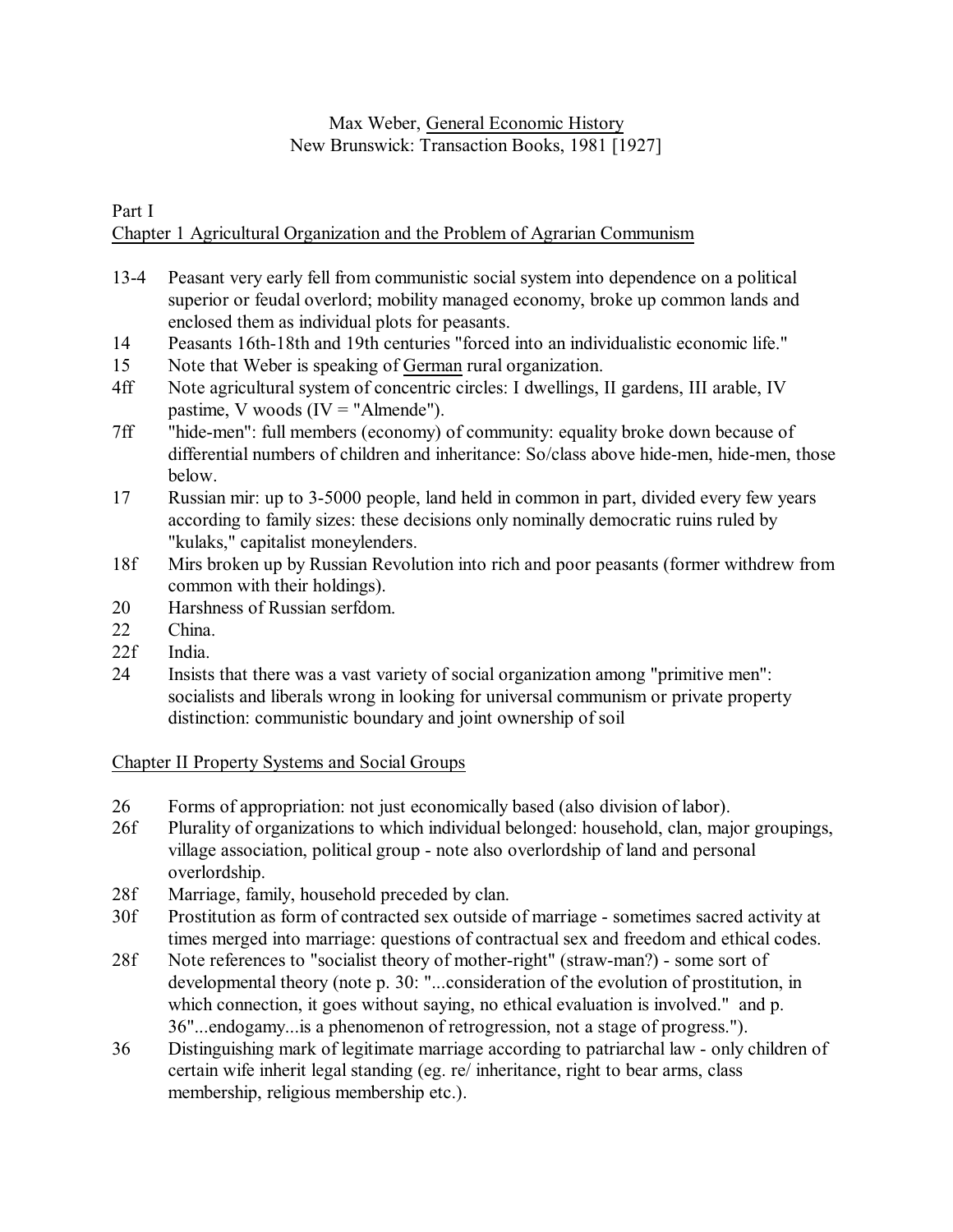Max Weber, <u>General Economic History</u>
New Brunswick: Transaction Books, 1981 [1927]

Part I
<u>Chapter 1 Agricultural Organization and the Problem of Agrarian Communism</u>

13-4 Peasant very early fell from communistic social system into dependence on a political superior or feudal overlord; mobility managed economy, broke up common lands and enclosed them as individual plots for peasants.

14 Peasants 16th-18th and 19th centuries "forced into an individualistic economic life."

15 Note that Weber is speaking of <u>German</u> rural organization.

4ff Note agricultural system of concentric circles: I dwellings, II gardens, III arable, IV pastime, V woods (IV = "Almende").

7ff "hide-men": full members (economy) of community: equality broke down because of differential numbers of children and inheritance: So/class above hide-men, hide-men, those below.

17 Russian mir: up to 3-5000 people, land held in common in part, divided every few years according to family sizes: these decisions only nominally democratic ruins ruled by "kulaks," capitalist moneylenders.

18f Mirs broken up by Russian Revolution into rich and poor peasants (former withdrew from common with their holdings).

20 Harshness of Russian serfdom.

22 China.

22f India.

24 Insists that there was a vast variety of social organization among "primitive men": socialists and liberals wrong in looking for universal communism or private property distinction: communistic boundary and joint ownership of soil

<u>Chapter II Property Systems and Social Groups</u>

26 Forms of appropriation: not just economically based (also division of labor).

26f Plurality of organizations to which individual belonged: household, clan, major groupings, village association, political group - note also overlordship of land and personal overlordship.

28f Marriage, family, household preceded by clan.

30f Prostitution as form of contracted sex outside of marriage - sometimes sacred activity at times merged into marriage: questions of contractual sex and freedom and ethical codes.

28f Note references to "socialist theory of mother-right" (straw-man?) - some sort of developmental theory (note p. 30: "...consideration of the evolution of prostitution, in which connection, it goes without saying, no ethical evaluation is involved." and p. 36"...endogamy...is a phenomenon of retrogression, not a stage of progress.").

36 Distinguishing mark of legitimate marriage according to patriarchal law - only children of certain wife inherit legal standing (eg. re/ inheritance, right to bear arms, class membership, religious membership etc.).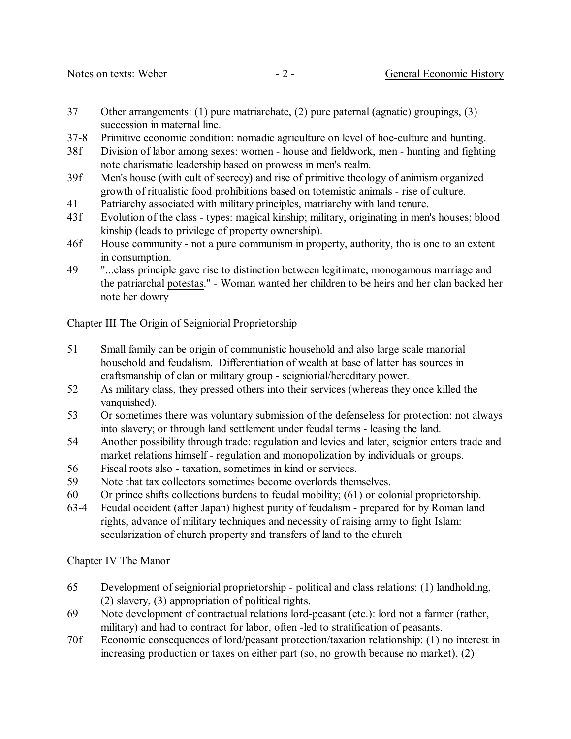37 Other arrangements: (1) pure matriarchate, (2) pure paternal (agnatic) groupings, (3) succession in maternal line.

37-8 Primitive economic condition: nomadic agriculture on level of hoe-culture and hunting.

38f Division of labor among sexes: women - house and fieldwork, men - hunting and fighting note charismatic leadership based on prowess in men's realm.

39f Men's house (with cult of secrecy) and rise of primitive theology of animism organized growth of ritualistic food prohibitions based on totemistic animals - rise of culture.

41 Patriarchy associated with military principles, matriarchy with land tenure.

43f Evolution of the class - types: magical kinship; military, originating in men's houses; blood kinship (leads to privilege of property ownership).

46f House community - not a pure communism in property, authority, tho is one to an extent in consumption.

49 "...class principle gave rise to distinction between legitimate, monogamous marriage and the patriarchal potestas." - Woman wanted her children to be heirs and her clan backed her note her dowry

## Chapter III The Origin of Seigniorial Proprietorship

51 Small family can be origin of communistic household and also large scale manorial household and feudalism. Differentiation of wealth at base of latter has sources in craftsmanship of clan or military group - seigniorial/hereditary power.

52 As military class, they pressed others into their services (whereas they once killed the vanquished).

53 Or sometimes there was voluntary submission of the defenseless for protection: not always into slavery; or through land settlement under feudal terms - leasing the land.

54 Another possibility through trade: regulation and levies and later, seignior enters trade and market relations himself - regulation and monopolization by individuals or groups.

56 Fiscal roots also - taxation, sometimes in kind or services.

59 Note that tax collectors sometimes become overlords themselves.

60 Or prince shifts collections burdens to feudal mobility; (61) or colonial proprietorship.

63-4 Feudal occident (after Japan) highest purity of feudalism - prepared for by Roman land rights, advance of military techniques and necessity of raising army to fight Islam: secularization of church property and transfers of land to the church

## Chapter IV The Manor

65 Development of seigniorial proprietorship - political and class relations: (1) landholding, (2) slavery, (3) appropriation of political rights.

69 Note development of contractual relations lord-peasant (etc.): lord not a farmer (rather, military) and had to contract for labor, often -led to stratification of peasants.

70f Economic consequences of lord/peasant protection/taxation relationship: (1) no interest in increasing production or taxes on either part (so, no growth because no market), (2)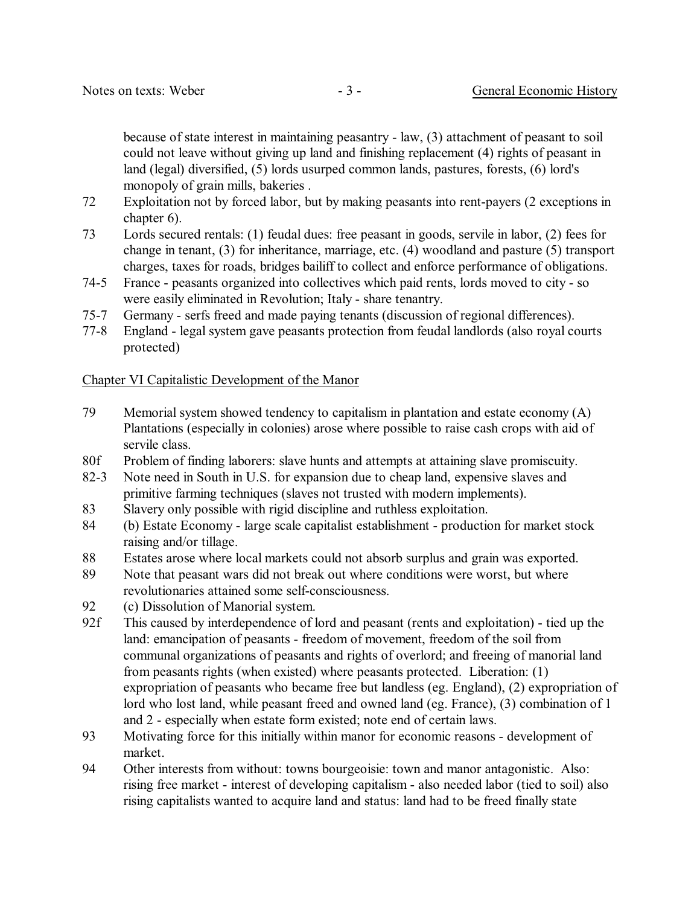because of state interest in maintaining peasantry - law, (3) attachment of peasant to soil could not leave without giving up land and finishing replacement (4) rights of peasant in land (legal) diversified, (5) lords usurped common lands, pastures, forests, (6) lord's monopoly of grain mills, bakeries .

72 Exploitation not by forced labor, but by making peasants into rent-payers (2 exceptions in chapter 6).

73 Lords secured rentals: (1) feudal dues: free peasant in goods, servile in labor, (2) fees for change in tenant, (3) for inheritance, marriage, etc. (4) woodland and pasture (5) transport charges, taxes for roads, bridges bailiff to collect and enforce performance of obligations.

74-5 France - peasants organized into collectives which paid rents, lords moved to city - so were easily eliminated in Revolution; Italy - share tenantry.

75-7 Germany - serfs freed and made paying tenants (discussion of regional differences).

77-8 England - legal system gave peasants protection from feudal landlords (also royal courts protected)

Chapter VI Capitalistic Development of the Manor

79 Memorial system showed tendency to capitalism in plantation and estate economy (A) Plantations (especially in colonies) arose where possible to raise cash crops with aid of servile class.

80f Problem of finding laborers: slave hunts and attempts at attaining slave promiscuity.

82-3 Note need in South in U.S. for expansion due to cheap land, expensive slaves and primitive farming techniques (slaves not trusted with modern implements).

83 Slavery only possible with rigid discipline and ruthless exploitation.

84 (b) Estate Economy - large scale capitalist establishment - production for market stock raising and/or tillage.

88 Estates arose where local markets could not absorb surplus and grain was exported.

89 Note that peasant wars did not break out where conditions were worst, but where revolutionaries attained some self-consciousness.

92 (c) Dissolution of Manorial system.

92f This caused by interdependence of lord and peasant (rents and exploitation) - tied up the land: emancipation of peasants - freedom of movement, freedom of the soil from communal organizations of peasants and rights of overlord; and freeing of manorial land from peasants rights (when existed) where peasants protected. Liberation: (1) expropriation of peasants who became free but landless (eg. England), (2) expropriation of lord who lost land, while peasant freed and owned land (eg. France), (3) combination of 1 and 2 - especially when estate form existed; note end of certain laws.

93 Motivating force for this initially within manor for economic reasons - development of market.

94 Other interests from without: towns bourgeoisie: town and manor antagonistic. Also: rising free market - interest of developing capitalism - also needed labor (tied to soil) also rising capitalists wanted to acquire land and status: land had to be freed finally state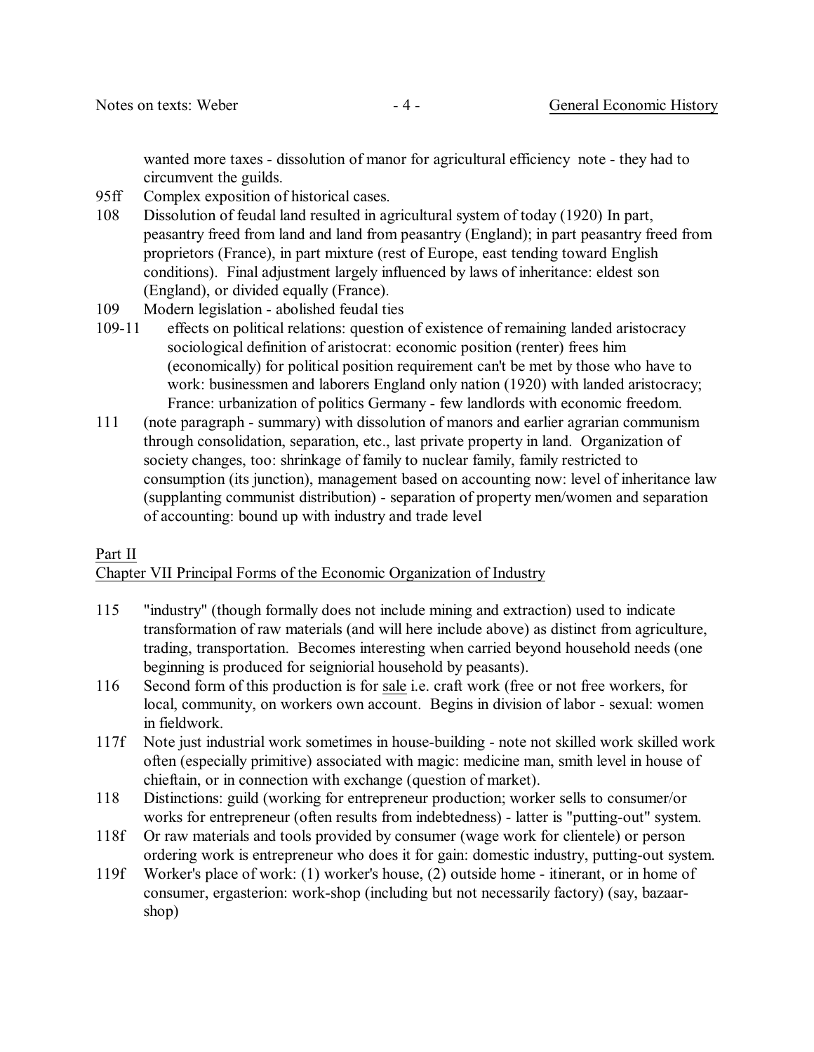wanted more taxes - dissolution of manor for agricultural efficiency note - they had to circumvent the guilds.

95ff Complex exposition of historical cases.

108 Dissolution of feudal land resulted in agricultural system of today (1920) In part, peasantry freed from land and land from peasantry (England); in part peasantry freed from proprietors (France), in part mixture (rest of Europe, east tending toward English conditions). Final adjustment largely influenced by laws of inheritance: eldest son (England), or divided equally (France).

109 Modern legislation - abolished feudal ties

109-11 effects on political relations: question of existence of remaining landed aristocracy sociological definition of aristocrat: economic position (renter) frees him (economically) for political position requirement can't be met by those who have to work: businessmen and laborers England only nation (1920) with landed aristocracy; France: urbanization of politics Germany - few landlords with economic freedom.

111 (note paragraph - summary) with dissolution of manors and earlier agrarian communism through consolidation, separation, etc., last private property in land. Organization of society changes, too: shrinkage of family to nuclear family, family restricted to consumption (its junction), management based on accounting now: level of inheritance law (supplanting communist distribution) - separation of property men/women and separation of accounting: bound up with industry and trade level

Part II

Chapter VII Principal Forms of the Economic Organization of Industry

115 "industry" (though formally does not include mining and extraction) used to indicate transformation of raw materials (and will here include above) as distinct from agriculture, trading, transportation. Becomes interesting when carried beyond household needs (one beginning is produced for seigniorial household by peasants).

116 Second form of this production is for <u>sale</u> i.e. craft work (free or not free workers, for local, community, on workers own account. Begins in division of labor - sexual: women in fieldwork.

117f Note just industrial work sometimes in house-building - note not skilled work skilled work often (especially primitive) associated with magic: medicine man, smith level in house of chieftain, or in connection with exchange (question of market).

118 Distinctions: guild (working for entrepreneur production; worker sells to consumer/or works for entrepreneur (often results from indebtedness) - latter is "putting-out" system.

118f Or raw materials and tools provided by consumer (wage work for clientele) or person ordering work is entrepreneur who does it for gain: domestic industry, putting-out system.

119f Worker's place of work: (1) worker's house, (2) outside home - itinerant, or in home of consumer, ergasterion: work-shop (including but not necessarily factory) (say, bazaar-shop)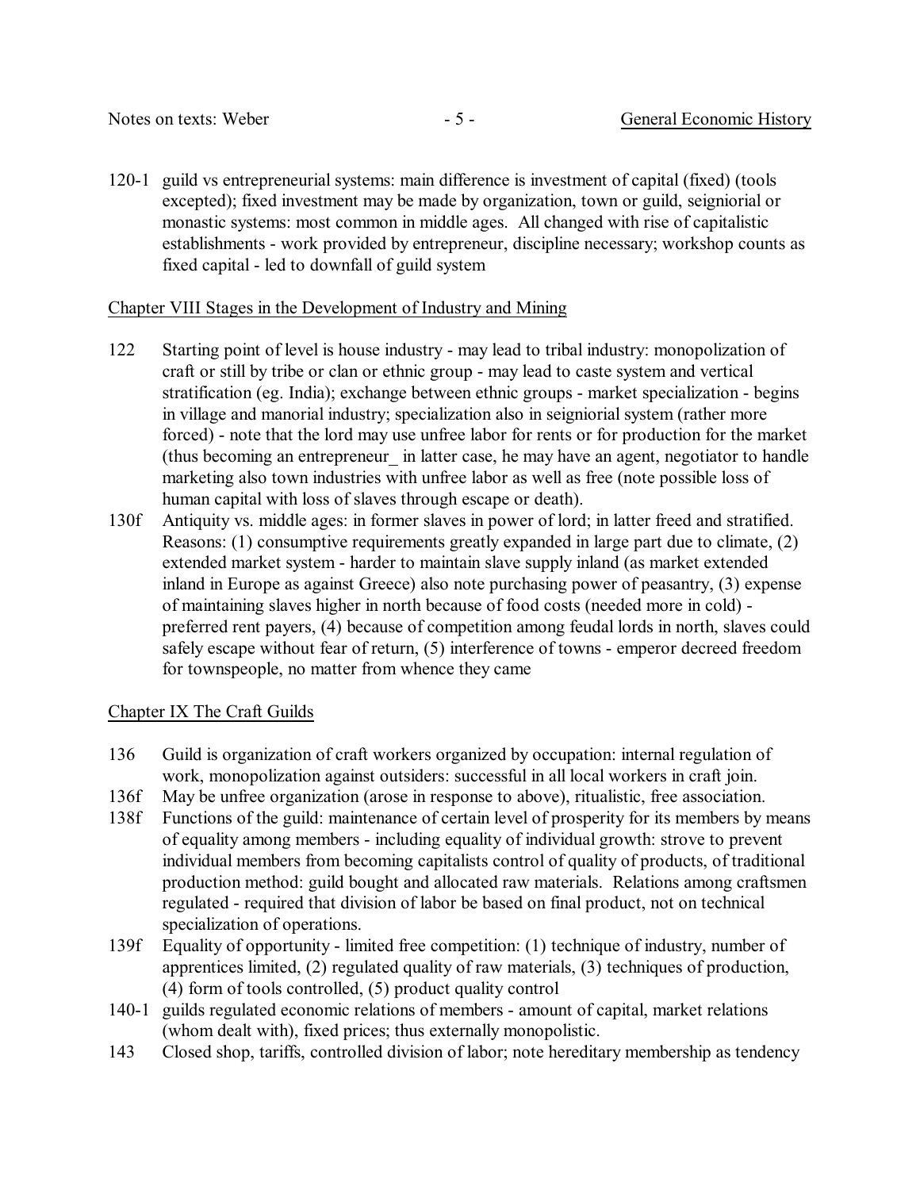120-1 guild vs entrepreneurial systems: main difference is investment of capital (fixed) (tools excepted); fixed investment may be made by organization, town or guild, seigniorial or monastic systems: most common in middle ages. All changed with rise of capitalistic establishments - work provided by entrepreneur, discipline necessary; workshop counts as fixed capital - led to downfall of guild system

## Chapter VIII Stages in the Development of Industry and Mining

122 Starting point of level is house industry - may lead to tribal industry: monopolization of craft or still by tribe or clan or ethnic group - may lead to caste system and vertical stratification (eg. India); exchange between ethnic groups - market specialization - begins in village and manorial industry; specialization also in seigniorial system (rather more forced) - note that the lord may use unfree labor for rents or for production for the market (thus becoming an entrepreneur_ in latter case, he may have an agent, negotiator to handle marketing also town industries with unfree labor as well as free (note possible loss of human capital with loss of slaves through escape or death).

130f Antiquity vs. middle ages: in former slaves in power of lord; in latter freed and stratified. Reasons: (1) consumptive requirements greatly expanded in large part due to climate, (2) extended market system - harder to maintain slave supply inland (as market extended inland in Europe as against Greece) also note purchasing power of peasantry, (3) expense of maintaining slaves higher in north because of food costs (needed more in cold) - preferred rent payers, (4) because of competition among feudal lords in north, slaves could safely escape without fear of return, (5) interference of towns - emperor decreed freedom for townspeople, no matter from whence they came

## Chapter IX The Craft Guilds

136 Guild is organization of craft workers organized by occupation: internal regulation of work, monopolization against outsiders: successful in all local workers in craft join.

136f May be unfree organization (arose in response to above), ritualistic, free association.

138f Functions of the guild: maintenance of certain level of prosperity for its members by means of equality among members - including equality of individual growth: strove to prevent individual members from becoming capitalists control of quality of products, of traditional production method: guild bought and allocated raw materials. Relations among craftsmen regulated - required that division of labor be based on final product, not on technical specialization of operations.

139f Equality of opportunity - limited free competition: (1) technique of industry, number of apprentices limited, (2) regulated quality of raw materials, (3) techniques of production, (4) form of tools controlled, (5) product quality control

140-1 guilds regulated economic relations of members - amount of capital, market relations (whom dealt with), fixed prices; thus externally monopolistic.

143 Closed shop, tariffs, controlled division of labor; note hereditary membership as tendency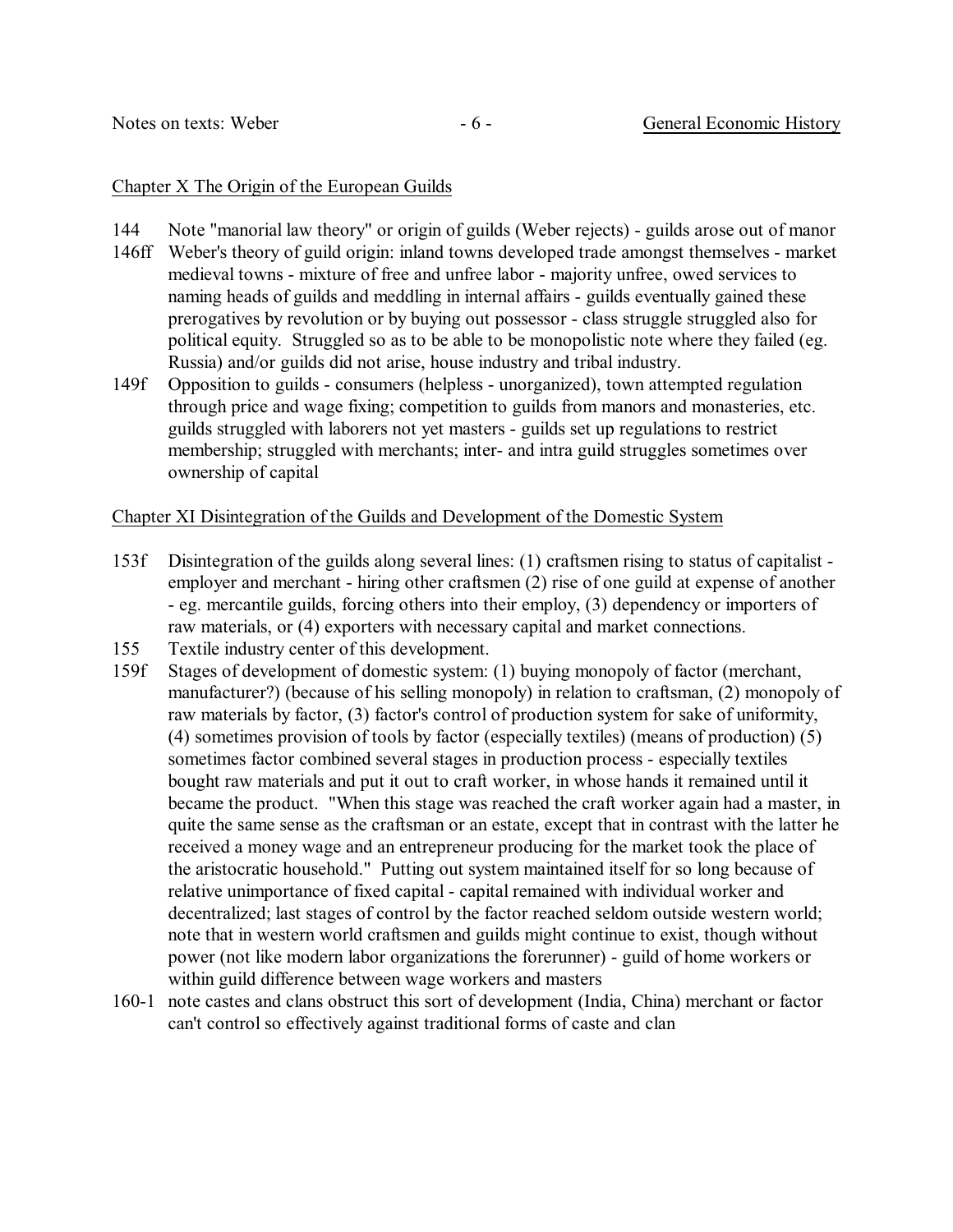## Chapter X The Origin of the European Guilds

144 Note "manorial law theory" or origin of guilds (Weber rejects) - guilds arose out of manor

146ff Weber's theory of guild origin: inland towns developed trade amongst themselves - market medieval towns - mixture of free and unfree labor - majority unfree, owed services to naming heads of guilds and meddling in internal affairs - guilds eventually gained these prerogatives by revolution or by buying out possessor - class struggle struggled also for political equity. Struggled so as to be able to be monopolistic note where they failed (eg. Russia) and/or guilds did not arise, house industry and tribal industry.

149f Opposition to guilds - consumers (helpless - unorganized), town attempted regulation through price and wage fixing; competition to guilds from manors and monasteries, etc. guilds struggled with laborers not yet masters - guilds set up regulations to restrict membership; struggled with merchants; inter- and intra guild struggles sometimes over ownership of capital

## Chapter XI Disintegration of the Guilds and Development of the Domestic System

153f Disintegration of the guilds along several lines: (1) craftsmen rising to status of capitalist - employer and merchant - hiring other craftsmen (2) rise of one guild at expense of another - eg. mercantile guilds, forcing others into their employ, (3) dependency or importers of raw materials, or (4) exporters with necessary capital and market connections.

155 Textile industry center of this development.

159f Stages of development of domestic system: (1) buying monopoly of factor (merchant, manufacturer?) (because of his selling monopoly) in relation to craftsman, (2) monopoly of raw materials by factor, (3) factor's control of production system for sake of uniformity, (4) sometimes provision of tools by factor (especially textiles) (means of production) (5) sometimes factor combined several stages in production process - especially textiles bought raw materials and put it out to craft worker, in whose hands it remained until it became the product. "When this stage was reached the craft worker again had a master, in quite the same sense as the craftsman or an estate, except that in contrast with the latter he received a money wage and an entrepreneur producing for the market took the place of the aristocratic household." Putting out system maintained itself for so long because of relative unimportance of fixed capital - capital remained with individual worker and decentralized; last stages of control by the factor reached seldom outside western world; note that in western world craftsmen and guilds might continue to exist, though without power (not like modern labor organizations the forerunner) - guild of home workers or within guild difference between wage workers and masters

160-1 note castes and clans obstruct this sort of development (India, China) merchant or factor can't control so effectively against traditional forms of caste and clan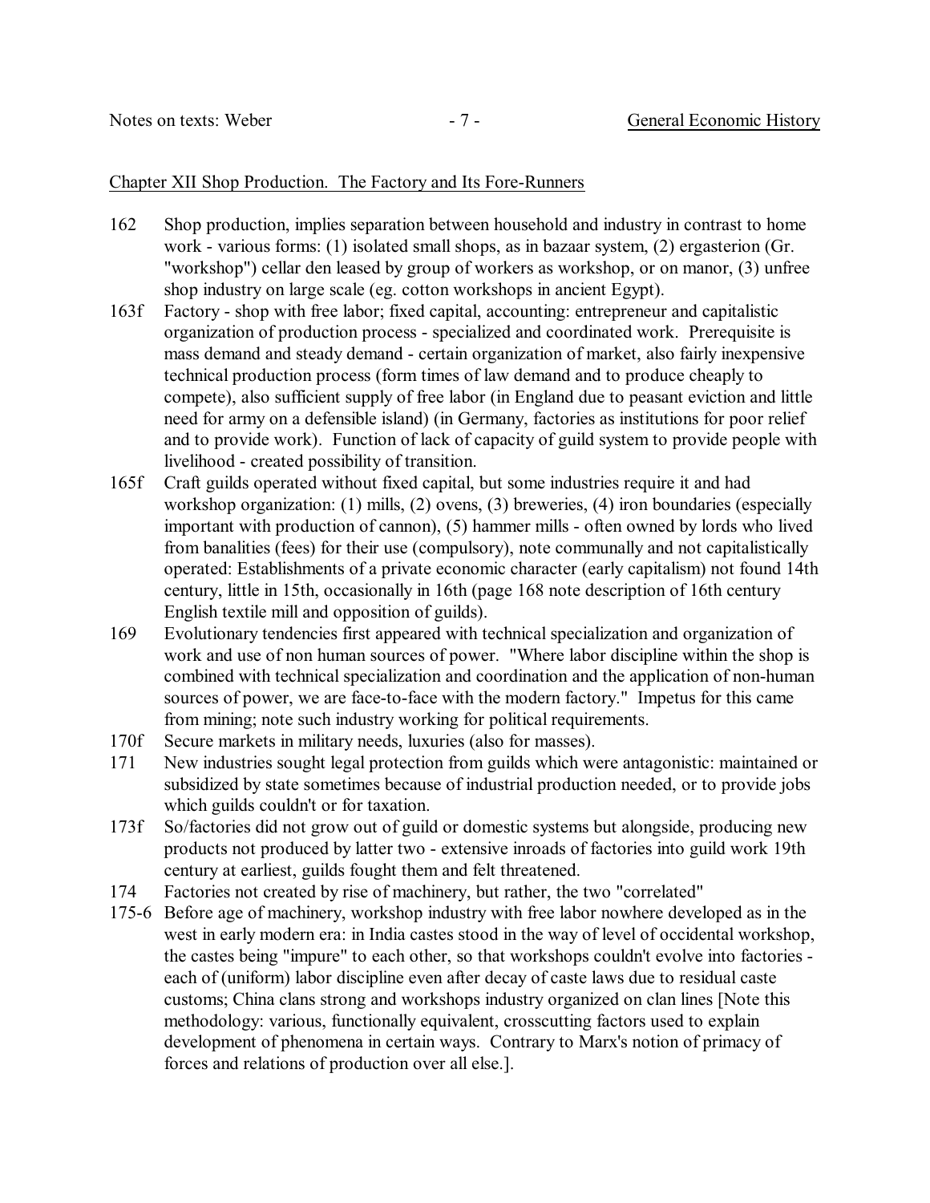Chapter XII Shop Production. The Factory and Its Fore-Runners

162 Shop production, implies separation between household and industry in contrast to home work - various forms: (1) isolated small shops, as in bazaar system, (2) ergasterion (Gr. "workshop") cellar den leased by group of workers as workshop, or on manor, (3) unfree shop industry on large scale (eg. cotton workshops in ancient Egypt).

163f Factory - shop with free labor; fixed capital, accounting: entrepreneur and capitalistic organization of production process - specialized and coordinated work. Prerequisite is mass demand and steady demand - certain organization of market, also fairly inexpensive technical production process (form times of law demand and to produce cheaply to compete), also sufficient supply of free labor (in England due to peasant eviction and little need for army on a defensible island) (in Germany, factories as institutions for poor relief and to provide work). Function of lack of capacity of guild system to provide people with livelihood - created possibility of transition.

165f Craft guilds operated without fixed capital, but some industries require it and had workshop organization: (1) mills, (2) ovens, (3) breweries, (4) iron boundaries (especially important with production of cannon), (5) hammer mills - often owned by lords who lived from banalities (fees) for their use (compulsory), note communally and not capitalistically operated: Establishments of a private economic character (early capitalism) not found 14th century, little in 15th, occasionally in 16th (page 168 note description of 16th century English textile mill and opposition of guilds).

169 Evolutionary tendencies first appeared with technical specialization and organization of work and use of non human sources of power. "Where labor discipline within the shop is combined with technical specialization and coordination and the application of non-human sources of power, we are face-to-face with the modern factory." Impetus for this came from mining; note such industry working for political requirements.

170f Secure markets in military needs, luxuries (also for masses).

171 New industries sought legal protection from guilds which were antagonistic: maintained or subsidized by state sometimes because of industrial production needed, or to provide jobs which guilds couldn't or for taxation.

173f So/factories did not grow out of guild or domestic systems but alongside, producing new products not produced by latter two - extensive inroads of factories into guild work 19th century at earliest, guilds fought them and felt threatened.

174 Factories not created by rise of machinery, but rather, the two "correlated"

175-6 Before age of machinery, workshop industry with free labor nowhere developed as in the west in early modern era: in India castes stood in the way of level of occidental workshop, the castes being "impure" to each other, so that workshops couldn't evolve into factories - each of (uniform) labor discipline even after decay of caste laws due to residual caste customs; China clans strong and workshops industry organized on clan lines [Note this methodology: various, functionally equivalent, crosscutting factors used to explain development of phenomena in certain ways. Contrary to Marx's notion of primacy of forces and relations of production over all else.].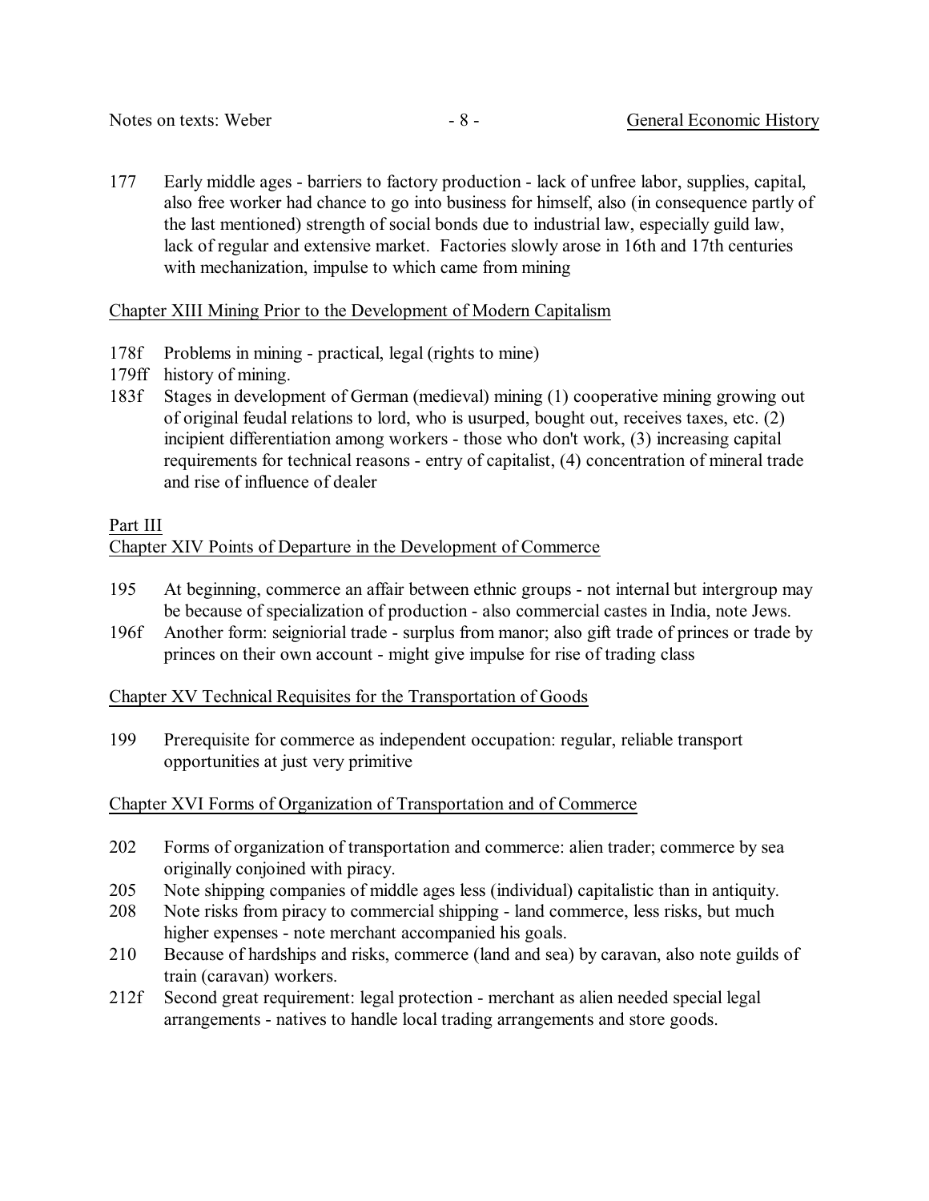177 Early middle ages - barriers to factory production - lack of unfree labor, supplies, capital, also free worker had chance to go into business for himself, also (in consequence partly of the last mentioned) strength of social bonds due to industrial law, especially guild law, lack of regular and extensive market. Factories slowly arose in 16th and 17th centuries with mechanization, impulse to which came from mining

## Chapter XIII Mining Prior to the Development of Modern Capitalism

178f Problems in mining - practical, legal (rights to mine)

179ff history of mining.

183f Stages in development of German (medieval) mining (1) cooperative mining growing out of original feudal relations to lord, who is usurped, bought out, receives taxes, etc. (2) incipient differentiation among workers - those who don't work, (3) increasing capital requirements for technical reasons - entry of capitalist, (4) concentration of mineral trade and rise of influence of dealer

## Part III

## Chapter XIV Points of Departure in the Development of Commerce

195 At beginning, commerce an affair between ethnic groups - not internal but intergroup may be because of specialization of production - also commercial castes in India, note Jews.

196f Another form: seigniorial trade - surplus from manor; also gift trade of princes or trade by princes on their own account - might give impulse for rise of trading class

## Chapter XV Technical Requisites for the Transportation of Goods

199 Prerequisite for commerce as independent occupation: regular, reliable transport opportunities at just very primitive

## Chapter XVI Forms of Organization of Transportation and of Commerce

202 Forms of organization of transportation and commerce: alien trader; commerce by sea originally conjoined with piracy.

205 Note shipping companies of middle ages less (individual) capitalistic than in antiquity.

208 Note risks from piracy to commercial shipping - land commerce, less risks, but much higher expenses - note merchant accompanied his goals.

210 Because of hardships and risks, commerce (land and sea) by caravan, also note guilds of train (caravan) workers.

212f Second great requirement: legal protection - merchant as alien needed special legal arrangements - natives to handle local trading arrangements and store goods.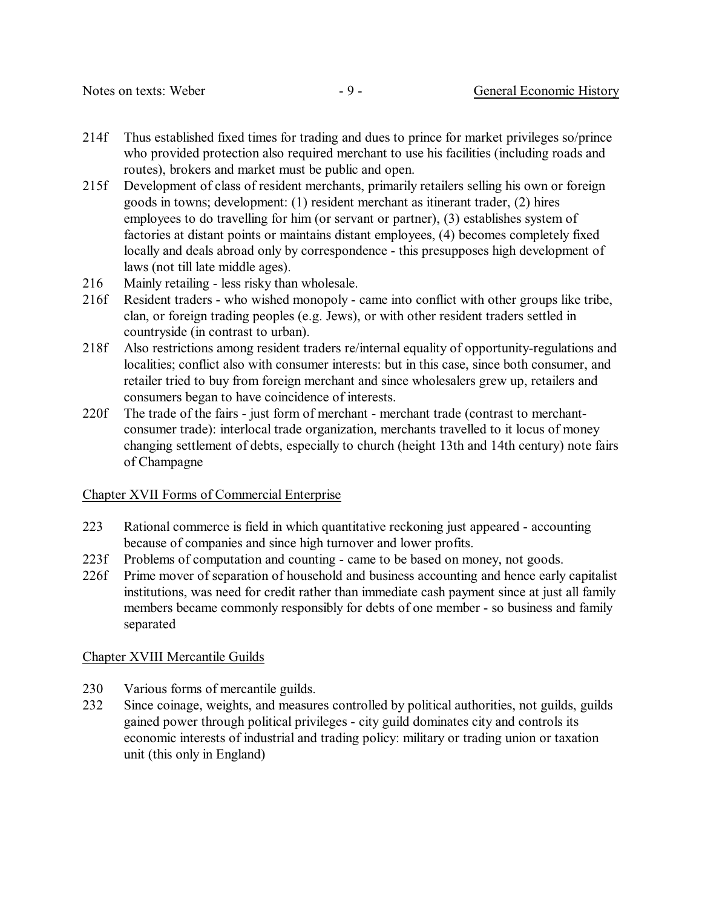214f Thus established fixed times for trading and dues to prince for market privileges so/prince who provided protection also required merchant to use his facilities (including roads and routes), brokers and market must be public and open.

215f Development of class of resident merchants, primarily retailers selling his own or foreign goods in towns; development: (1) resident merchant as itinerant trader, (2) hires employees to do travelling for him (or servant or partner), (3) establishes system of factories at distant points or maintains distant employees, (4) becomes completely fixed locally and deals abroad only by correspondence - this presupposes high development of laws (not till late middle ages).

216 Mainly retailing - less risky than wholesale.

216f Resident traders - who wished monopoly - came into conflict with other groups like tribe, clan, or foreign trading peoples (e.g. Jews), or with other resident traders settled in countryside (in contrast to urban).

218f Also restrictions among resident traders re/internal equality of opportunity-regulations and localities; conflict also with consumer interests: but in this case, since both consumer, and retailer tried to buy from foreign merchant and since wholesalers grew up, retailers and consumers began to have coincidence of interests.

220f The trade of the fairs - just form of merchant - merchant trade (contrast to merchant-consumer trade): interlocal trade organization, merchants travelled to it locus of money changing settlement of debts, especially to church (height 13th and 14th century) note fairs of Champagne

## Chapter XVII Forms of Commercial Enterprise

223 Rational commerce is field in which quantitative reckoning just appeared - accounting because of companies and since high turnover and lower profits.

223f Problems of computation and counting - came to be based on money, not goods.

226f Prime mover of separation of household and business accounting and hence early capitalist institutions, was need for credit rather than immediate cash payment since at just all family members became commonly responsibly for debts of one member - so business and family separated

## Chapter XVIII Mercantile Guilds

230 Various forms of mercantile guilds.

232 Since coinage, weights, and measures controlled by political authorities, not guilds, guilds gained power through political privileges - city guild dominates city and controls its economic interests of industrial and trading policy: military or trading union or taxation unit (this only in England)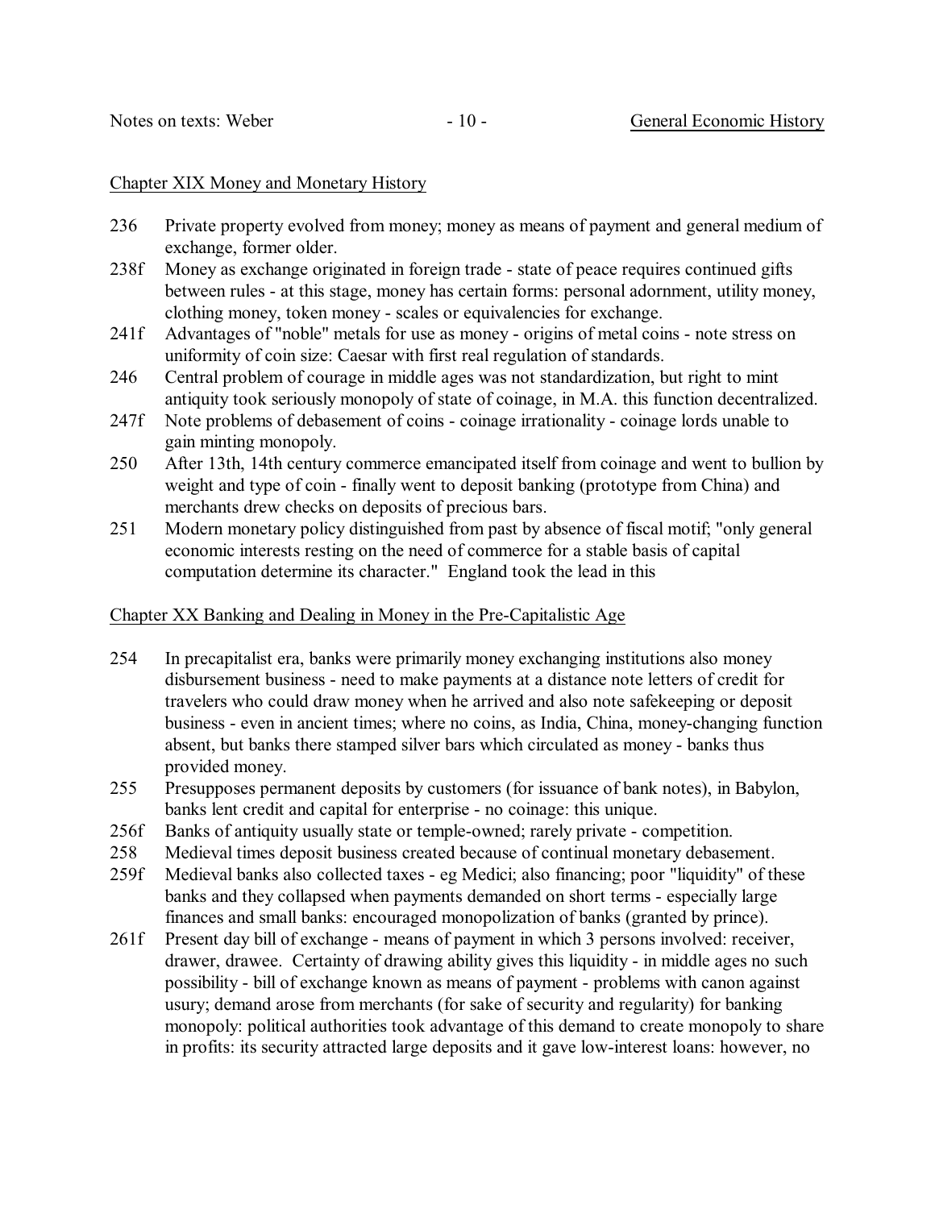## Chapter XIX Money and Monetary History

236 Private property evolved from money; money as means of payment and general medium of exchange, former older.

238f Money as exchange originated in foreign trade - state of peace requires continued gifts between rules - at this stage, money has certain forms: personal adornment, utility money, clothing money, token money - scales or equivalencies for exchange.

241f Advantages of "noble" metals for use as money - origins of metal coins - note stress on uniformity of coin size: Caesar with first real regulation of standards.

246 Central problem of courage in middle ages was not standardization, but right to mint antiquity took seriously monopoly of state of coinage, in M.A. this function decentralized.

247f Note problems of debasement of coins - coinage irrationality - coinage lords unable to gain minting monopoly.

250 After 13th, 14th century commerce emancipated itself from coinage and went to bullion by weight and type of coin - finally went to deposit banking (prototype from China) and merchants drew checks on deposits of precious bars.

251 Modern monetary policy distinguished from past by absence of fiscal motif; "only general economic interests resting on the need of commerce for a stable basis of capital computation determine its character." England took the lead in this

## Chapter XX Banking and Dealing in Money in the Pre-Capitalistic Age

254 In precapitalist era, banks were primarily money exchanging institutions also money disbursement business - need to make payments at a distance note letters of credit for travelers who could draw money when he arrived and also note safekeeping or deposit business - even in ancient times; where no coins, as India, China, money-changing function absent, but banks there stamped silver bars which circulated as money - banks thus provided money.

255 Presupposes permanent deposits by customers (for issuance of bank notes), in Babylon, banks lent credit and capital for enterprise - no coinage: this unique.

256f Banks of antiquity usually state or temple-owned; rarely private - competition.

258 Medieval times deposit business created because of continual monetary debasement.

259f Medieval banks also collected taxes - eg Medici; also financing; poor "liquidity" of these banks and they collapsed when payments demanded on short terms - especially large finances and small banks: encouraged monopolization of banks (granted by prince).

261f Present day bill of exchange - means of payment in which 3 persons involved: receiver, drawer, drawee. Certainty of drawing ability gives this liquidity - in middle ages no such possibility - bill of exchange known as means of payment - problems with canon against usury; demand arose from merchants (for sake of security and regularity) for banking monopoly: political authorities took advantage of this demand to create monopoly to share in profits: its security attracted large deposits and it gave low-interest loans: however, no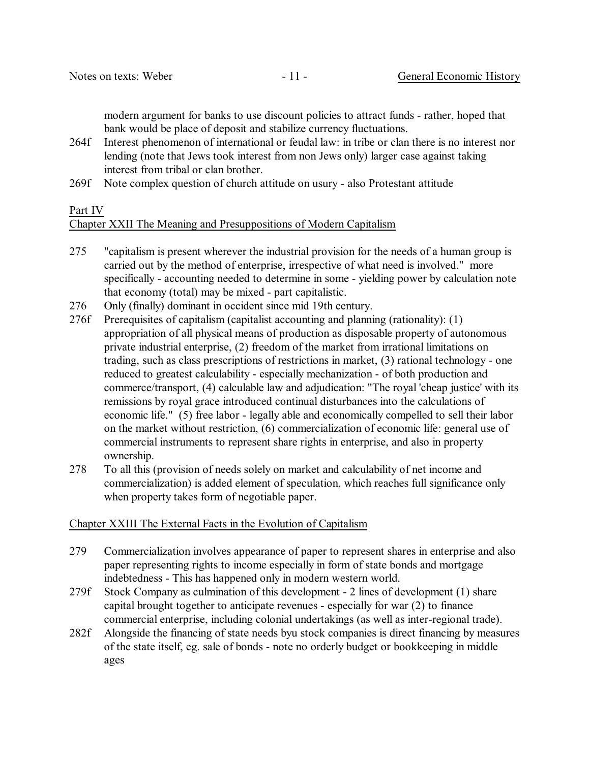modern argument for banks to use discount policies to attract funds - rather, hoped that bank would be place of deposit and stabilize currency fluctuations.

264f Interest phenomenon of international or feudal law: in tribe or clan there is no interest nor lending (note that Jews took interest from non Jews only) larger case against taking interest from tribal or clan brother.

269f Note complex question of church attitude on usury - also Protestant attitude

Part IV

Chapter XXII The Meaning and Presuppositions of Modern Capitalism

275 "capitalism is present wherever the industrial provision for the needs of a human group is carried out by the method of enterprise, irrespective of what need is involved." more specifically - accounting needed to determine in some - yielding power by calculation note that economy (total) may be mixed - part capitalistic.

276 Only (finally) dominant in occident since mid 19th century.

276f Prerequisites of capitalism (capitalist accounting and planning (rationality): (1) appropriation of all physical means of production as disposable property of autonomous private industrial enterprise, (2) freedom of the market from irrational limitations on trading, such as class prescriptions of restrictions in market, (3) rational technology - one reduced to greatest calculability - especially mechanization - of both production and commerce/transport, (4) calculable law and adjudication: "The royal 'cheap justice' with its remissions by royal grace introduced continual disturbances into the calculations of economic life." (5) free labor - legally able and economically compelled to sell their labor on the market without restriction, (6) commercialization of economic life: general use of commercial instruments to represent share rights in enterprise, and also in property ownership.

278 To all this (provision of needs solely on market and calculability of net income and commercialization) is added element of speculation, which reaches full significance only when property takes form of negotiable paper.

Chapter XXIII The External Facts in the Evolution of Capitalism

279 Commercialization involves appearance of paper to represent shares in enterprise and also paper representing rights to income especially in form of state bonds and mortgage indebtedness - This has happened only in modern western world.

279f Stock Company as culmination of this development - 2 lines of development (1) share capital brought together to anticipate revenues - especially for war (2) to finance commercial enterprise, including colonial undertakings (as well as inter-regional trade).

282f Alongside the financing of state needs byu stock companies is direct financing by measures of the state itself, eg. sale of bonds - note no orderly budget or bookkeeping in middle ages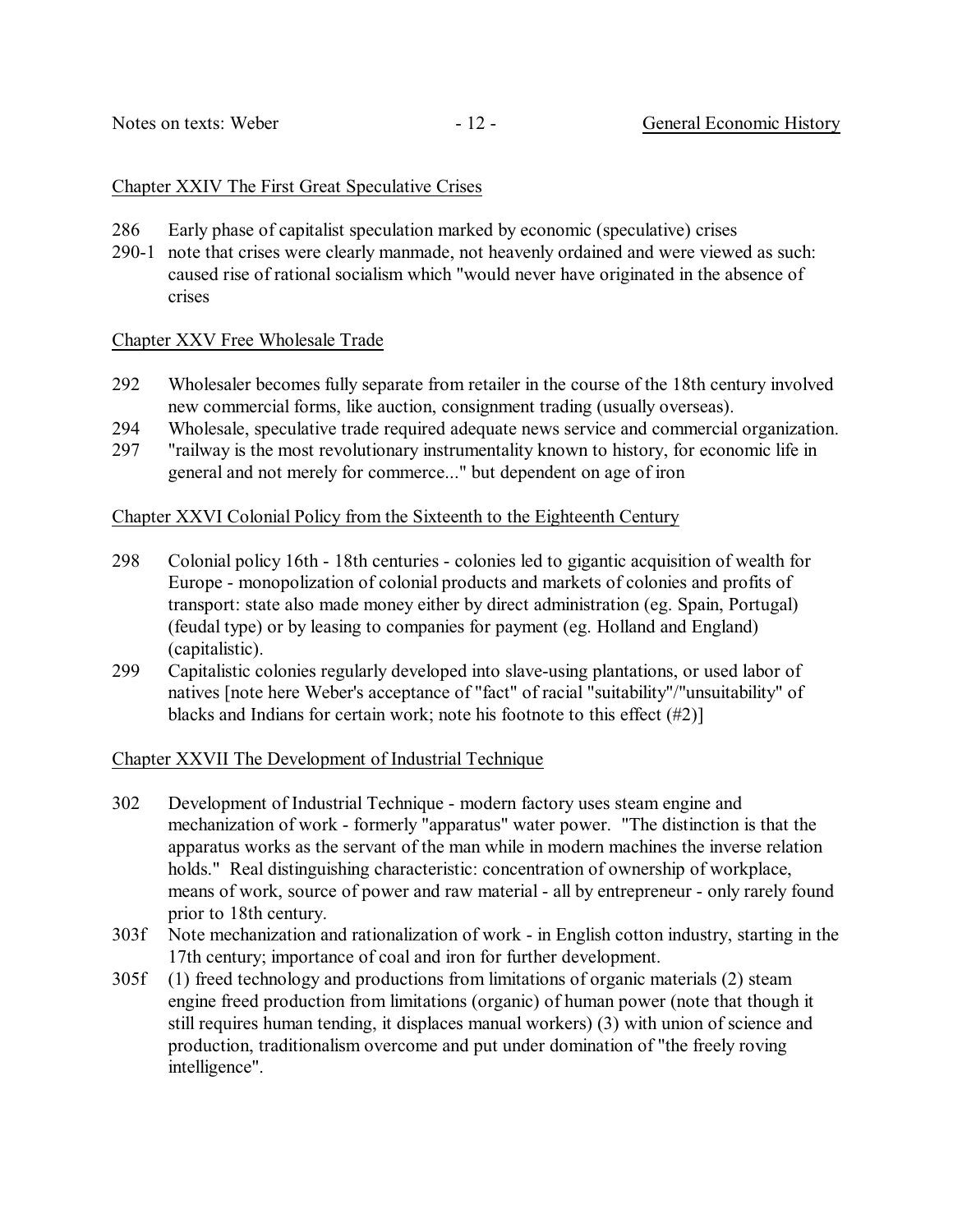Chapter XXIV The First Great Speculative Crises

286 Early phase of capitalist speculation marked by economic (speculative) crises

290-1 note that crises were clearly manmade, not heavenly ordained and were viewed as such: caused rise of rational socialism which "would never have originated in the absence of crises

Chapter XXV Free Wholesale Trade

292 Wholesaler becomes fully separate from retailer in the course of the 18th century involved new commercial forms, like auction, consignment trading (usually overseas).

294 Wholesale, speculative trade required adequate news service and commercial organization.

297 "railway is the most revolutionary instrumentality known to history, for economic life in general and not merely for commerce..." but dependent on age of iron

Chapter XXVI Colonial Policy from the Sixteenth to the Eighteenth Century

298 Colonial policy 16th - 18th centuries - colonies led to gigantic acquisition of wealth for Europe - monopolization of colonial products and markets of colonies and profits of transport: state also made money either by direct administration (eg. Spain, Portugal) (feudal type) or by leasing to companies for payment (eg. Holland and England) (capitalistic).

299 Capitalistic colonies regularly developed into slave-using plantations, or used labor of natives [note here Weber's acceptance of "fact" of racial "suitability"/"unsuitability" of blacks and Indians for certain work; note his footnote to this effect (#2)]

Chapter XXVII The Development of Industrial Technique

302 Development of Industrial Technique - modern factory uses steam engine and mechanization of work - formerly "apparatus" water power. "The distinction is that the apparatus works as the servant of the man while in modern machines the inverse relation holds." Real distinguishing characteristic: concentration of ownership of workplace, means of work, source of power and raw material - all by entrepreneur - only rarely found prior to 18th century.

303f Note mechanization and rationalization of work - in English cotton industry, starting in the 17th century; importance of coal and iron for further development.

305f (1) freed technology and productions from limitations of organic materials (2) steam engine freed production from limitations (organic) of human power (note that though it still requires human tending, it displaces manual workers) (3) with union of science and production, traditionalism overcome and put under domination of "the freely roving intelligence".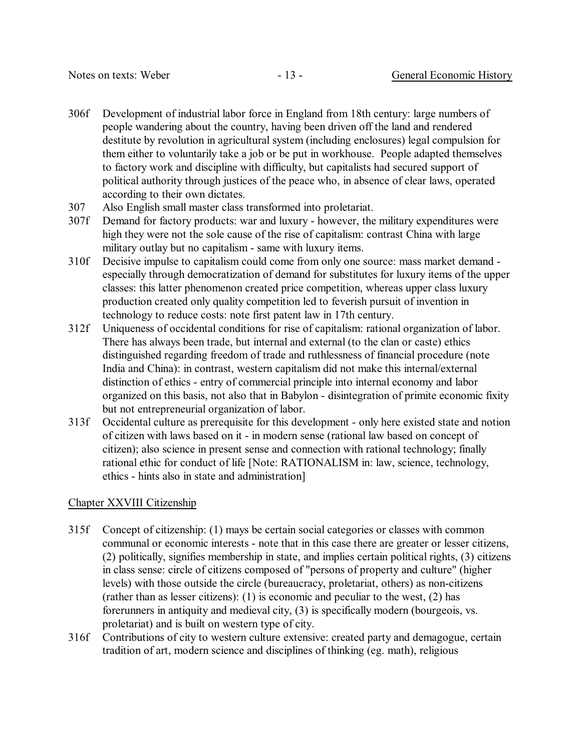306f Development of industrial labor force in England from 18th century: large numbers of people wandering about the country, having been driven off the land and rendered destitute by revolution in agricultural system (including enclosures) legal compulsion for them either to voluntarily take a job or be put in workhouse. People adapted themselves to factory work and discipline with difficulty, but capitalists had secured support of political authority through justices of the peace who, in absence of clear laws, operated according to their own dictates.

307 Also English small master class transformed into proletariat.

307f Demand for factory products: war and luxury - however, the military expenditures were high they were not the sole cause of the rise of capitalism: contrast China with large military outlay but no capitalism - same with luxury items.

310f Decisive impulse to capitalism could come from only one source: mass market demand - especially through democratization of demand for substitutes for luxury items of the upper classes: this latter phenomenon created price competition, whereas upper class luxury production created only quality competition led to feverish pursuit of invention in technology to reduce costs: note first patent law in 17th century.

312f Uniqueness of occidental conditions for rise of capitalism: rational organization of labor. There has always been trade, but internal and external (to the clan or caste) ethics distinguished regarding freedom of trade and ruthlessness of financial procedure (note India and China): in contrast, western capitalism did not make this internal/external distinction of ethics - entry of commercial principle into internal economy and labor organized on this basis, not also that in Babylon - disintegration of primite economic fixity but not entrepreneurial organization of labor.

313f Occidental culture as prerequisite for this development - only here existed state and notion of citizen with laws based on it - in modern sense (rational law based on concept of citizen); also science in present sense and connection with rational technology; finally rational ethic for conduct of life [Note: RATIONALISM in: law, science, technology, ethics - hints also in state and administration]

## Chapter XXVIII Citizenship

315f Concept of citizenship: (1) mays be certain social categories or classes with common communal or economic interests - note that in this case there are greater or lesser citizens, (2) politically, signifies membership in state, and implies certain political rights, (3) citizens in class sense: circle of citizens composed of "persons of property and culture" (higher levels) with those outside the circle (bureaucracy, proletariat, others) as non-citizens (rather than as lesser citizens): (1) is economic and peculiar to the west, (2) has forerunners in antiquity and medieval city, (3) is specifically modern (bourgeois, vs. proletariat) and is built on western type of city.

316f Contributions of city to western culture extensive: created party and demagogue, certain tradition of art, modern science and disciplines of thinking (eg. math), religious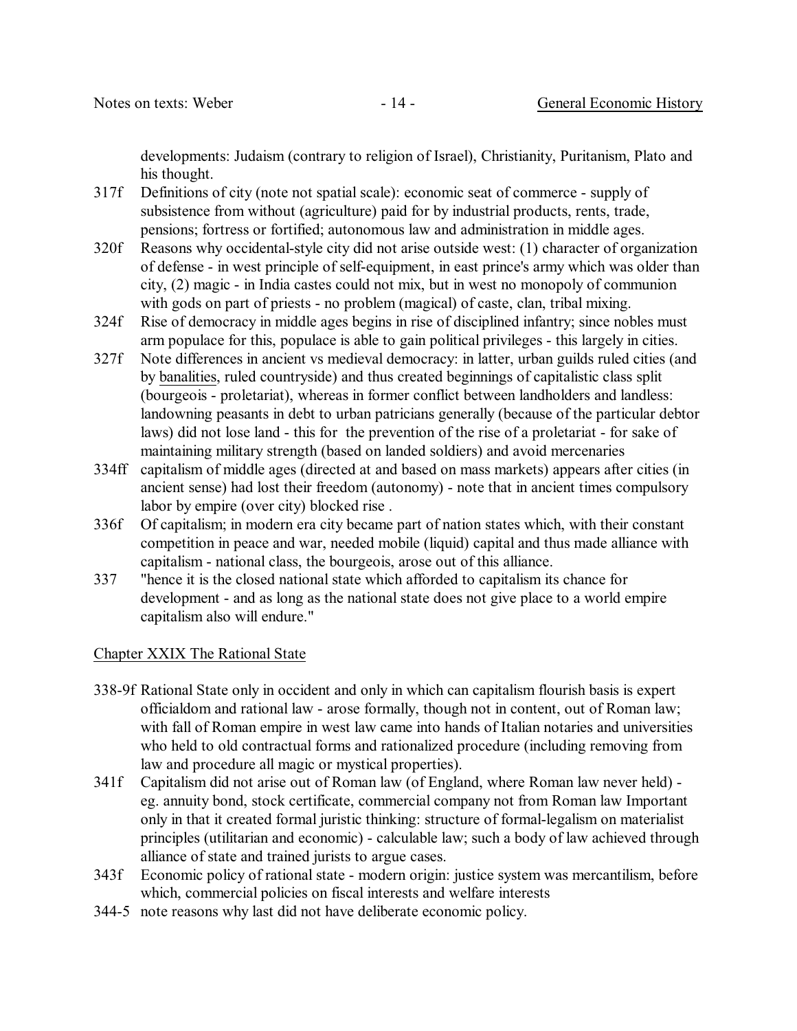developments: Judaism (contrary to religion of Israel), Christianity, Puritanism, Plato and his thought.

317f Definitions of city (note not spatial scale): economic seat of commerce - supply of subsistence from without (agriculture) paid for by industrial products, rents, trade, pensions; fortress or fortified; autonomous law and administration in middle ages.

320f Reasons why occidental-style city did not arise outside west: (1) character of organization of defense - in west principle of self-equipment, in east prince's army which was older than city, (2) magic - in India castes could not mix, but in west no monopoly of communion with gods on part of priests - no problem (magical) of caste, clan, tribal mixing.

324f Rise of democracy in middle ages begins in rise of disciplined infantry; since nobles must arm populace for this, populace is able to gain political privileges - this largely in cities.

327f Note differences in ancient vs medieval democracy: in latter, urban guilds ruled cities (and by <u>banalities</u>, ruled countryside) and thus created beginnings of capitalistic class split (bourgeois - proletariat), whereas in former conflict between landholders and landless: landowning peasants in debt to urban patricians generally (because of the particular debtor laws) did not lose land - this for the prevention of the rise of a proletariat - for sake of maintaining military strength (based on landed soldiers) and avoid mercenaries

334ff capitalism of middle ages (directed at and based on mass markets) appears after cities (in ancient sense) had lost their freedom (autonomy) - note that in ancient times compulsory labor by empire (over city) blocked rise .

336f Of capitalism; in modern era city became part of nation states which, with their constant competition in peace and war, needed mobile (liquid) capital and thus made alliance with capitalism - national class, the bourgeois, arose out of this alliance.

337 "hence it is the closed national state which afforded to capitalism its chance for development - and as long as the national state does not give place to a world empire capitalism also will endure."

## <u>Chapter XXIX The Rational State</u>

338-9f Rational State only in occident and only in which can capitalism flourish basis is expert officialdom and rational law - arose formally, though not in content, out of Roman law; with fall of Roman empire in west law came into hands of Italian notaries and universities who held to old contractual forms and rationalized procedure (including removing from law and procedure all magic or mystical properties).

341f Capitalism did not arise out of Roman law (of England, where Roman law never held) - eg. annuity bond, stock certificate, commercial company not from Roman law Important only in that it created formal juristic thinking: structure of formal-legalism on materialist principles (utilitarian and economic) - calculable law; such a body of law achieved through alliance of state and trained jurists to argue cases.

343f Economic policy of rational state - modern origin: justice system was mercantilism, before which, commercial policies on fiscal interests and welfare interests

344-5 note reasons why last did not have deliberate economic policy.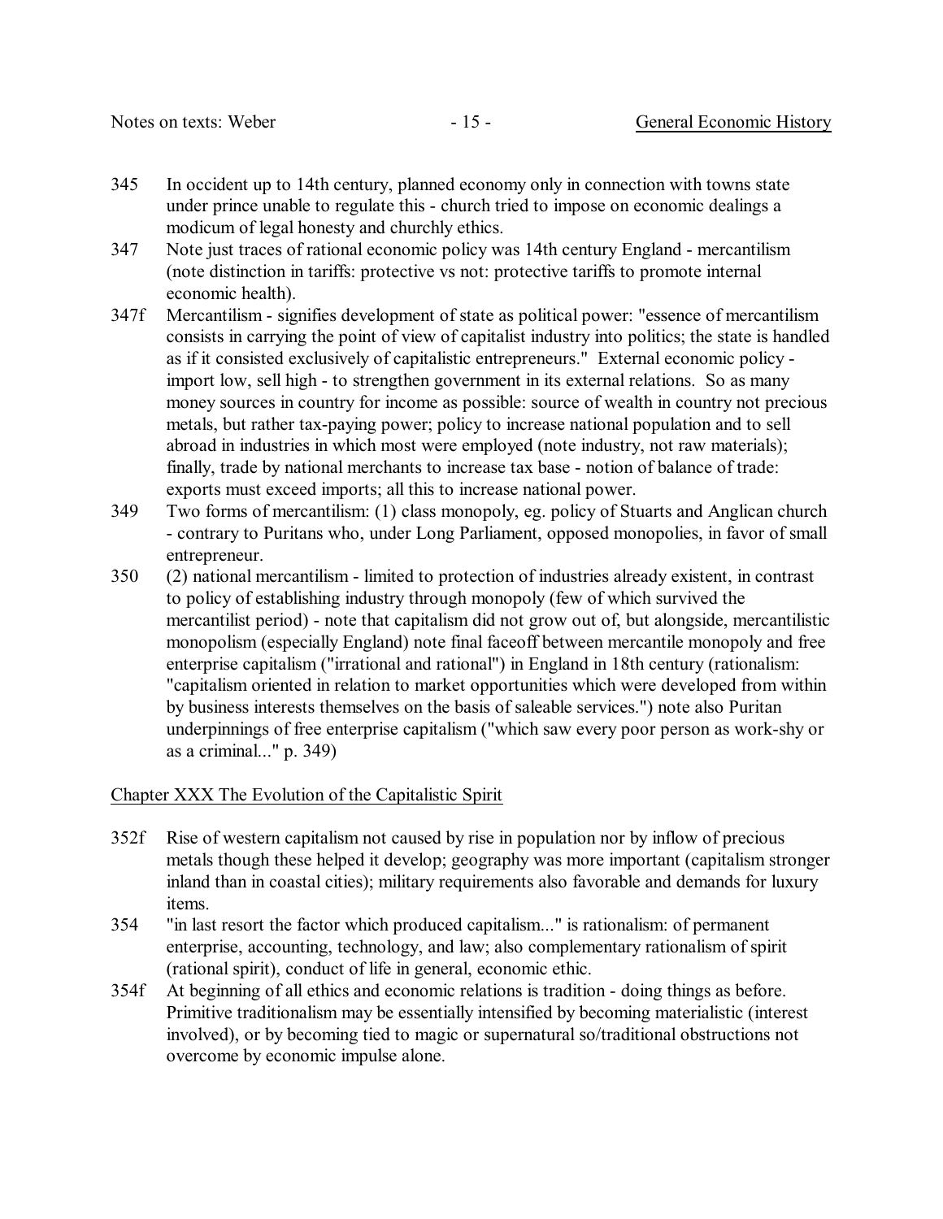345 In occident up to 14th century, planned economy only in connection with towns state under prince unable to regulate this - church tried to impose on economic dealings a modicum of legal honesty and churchly ethics.

347 Note just traces of rational economic policy was 14th century England - mercantilism (note distinction in tariffs: protective vs not: protective tariffs to promote internal economic health).

347f Mercantilism - signifies development of state as political power: "essence of mercantilism consists in carrying the point of view of capitalist industry into politics; the state is handled as if it consisted exclusively of capitalistic entrepreneurs." External economic policy - import low, sell high - to strengthen government in its external relations. So as many money sources in country for income as possible: source of wealth in country not precious metals, but rather tax-paying power; policy to increase national population and to sell abroad in industries in which most were employed (note industry, not raw materials); finally, trade by national merchants to increase tax base - notion of balance of trade: exports must exceed imports; all this to increase national power.

349 Two forms of mercantilism: (1) class monopoly, eg. policy of Stuarts and Anglican church - contrary to Puritans who, under Long Parliament, opposed monopolies, in favor of small entrepreneur.

350 (2) national mercantilism - limited to protection of industries already existent, in contrast to policy of establishing industry through monopoly (few of which survived the mercantilist period) - note that capitalism did not grow out of, but alongside, mercantilistic monopolism (especially England) note final faceoff between mercantile monopoly and free enterprise capitalism ("irrational and rational") in England in 18th century (rationalism: "capitalism oriented in relation to market opportunities which were developed from within by business interests themselves on the basis of saleable services.") note also Puritan underpinnings of free enterprise capitalism ("which saw every poor person as work-shy or as a criminal..." p. 349)

## Chapter XXX The Evolution of the Capitalistic Spirit

352f Rise of western capitalism not caused by rise in population nor by inflow of precious metals though these helped it develop; geography was more important (capitalism stronger inland than in coastal cities); military requirements also favorable and demands for luxury items.

354 "in last resort the factor which produced capitalism..." is rationalism: of permanent enterprise, accounting, technology, and law; also complementary rationalism of spirit (rational spirit), conduct of life in general, economic ethic.

354f At beginning of all ethics and economic relations is tradition - doing things as before. Primitive traditionalism may be essentially intensified by becoming materialistic (interest involved), or by becoming tied to magic or supernatural so/traditional obstructions not overcome by economic impulse alone.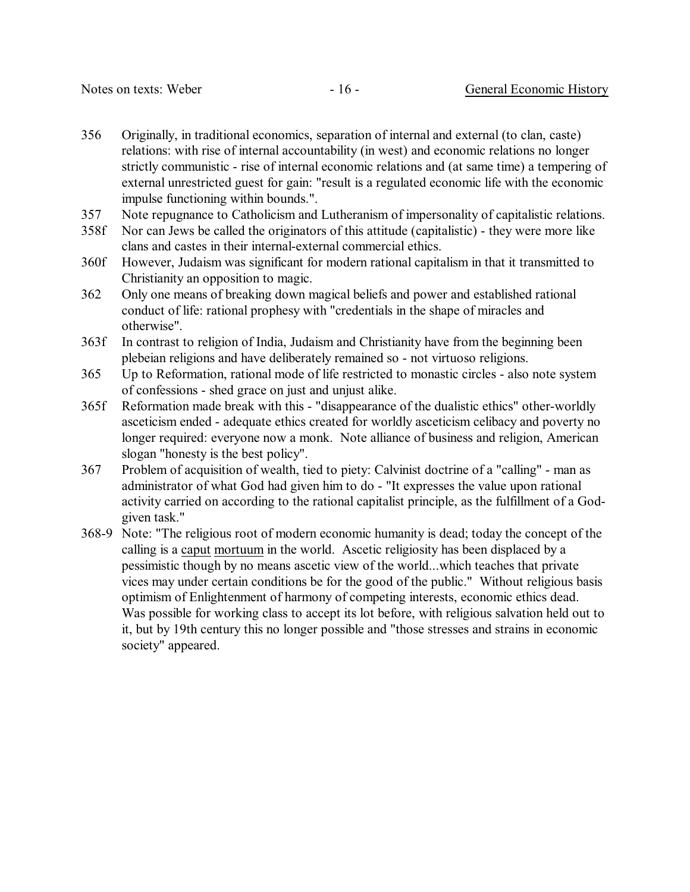356 Originally, in traditional economics, separation of internal and external (to clan, caste) relations: with rise of internal accountability (in west) and economic relations no longer strictly communistic - rise of internal economic relations and (at same time) a tempering of external unrestricted guest for gain: "result is a regulated economic life with the economic impulse functioning within bounds.".

357 Note repugnance to Catholicism and Lutheranism of impersonality of capitalistic relations.

358f Nor can Jews be called the originators of this attitude (capitalistic) - they were more like clans and castes in their internal-external commercial ethics.

360f However, Judaism was significant for modern rational capitalism in that it transmitted to Christianity an opposition to magic.

362 Only one means of breaking down magical beliefs and power and established rational conduct of life: rational prophesy with "credentials in the shape of miracles and otherwise".

363f In contrast to religion of India, Judaism and Christianity have from the beginning been plebeian religions and have deliberately remained so - not virtuoso religions.

365 Up to Reformation, rational mode of life restricted to monastic circles - also note system of confessions - shed grace on just and unjust alike.

365f Reformation made break with this - "disappearance of the dualistic ethics" other-worldly asceticism ended - adequate ethics created for worldly asceticism celibacy and poverty no longer required: everyone now a monk. Note alliance of business and religion, American slogan "honesty is the best policy".

367 Problem of acquisition of wealth, tied to piety: Calvinist doctrine of a "calling" - man as administrator of what God had given him to do - "It expresses the value upon rational activity carried on according to the rational capitalist principle, as the fulfillment of a God-given task."

368-9 Note: "The religious root of modern economic humanity is dead; today the concept of the calling is a <u>caput</u> <u>mortuum</u> in the world. Ascetic religiosity has been displaced by a pessimistic though by no means ascetic view of the world...which teaches that private vices may under certain conditions be for the good of the public." Without religious basis optimism of Enlightenment of harmony of competing interests, economic ethics dead. Was possible for working class to accept its lot before, with religious salvation held out to it, but by 19th century this no longer possible and "those stresses and strains in economic society" appeared.